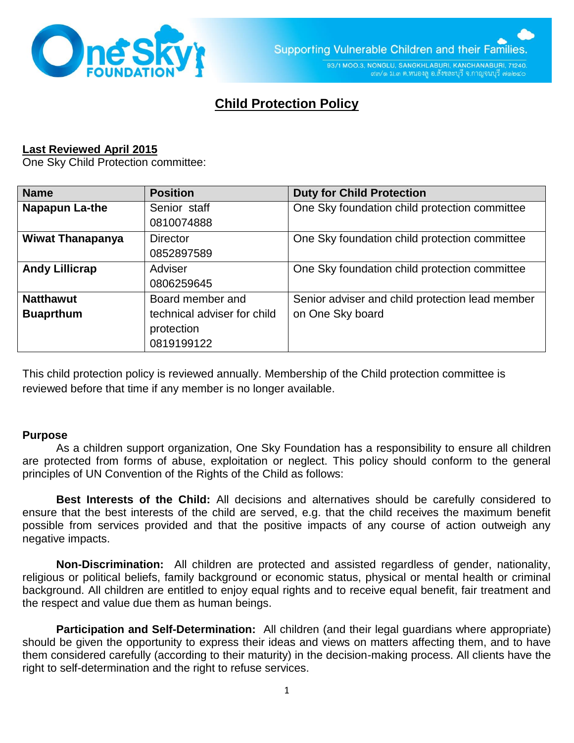Supporting Vulnerable Children and their Families.

93/1 MOO.3, NONGLU, SANGKHLABURI, KANCHANABURI, 71240.
๙๓/๑ ม.๓ ต.หนองลู อ.สังขละบุรี จ.กาญจนบุรี ๗๑๒๔๐

# Child Protection Policy

**Last Reviewed April 2015**

One Sky Child Protection committee:

| Name | Position | Duty for Child Protection |
|---|---|---|
| **Napapun La-the** | Senior staff 0810074888 | One Sky foundation child protection committee |
| **Wiwat Thanapanya** | Director 0852897589 | One Sky foundation child protection committee |
| **Andy Lillicrap** | Adviser 0806259645 | One Sky foundation child protection committee |
| **Natthawut Buaprthum** | Board member and technical adviser for child protection 0819199122 | Senior adviser and child protection lead member on One Sky board |

This child protection policy is reviewed annually. Membership of the Child protection committee is reviewed before that time if any member is no longer available.

## Purpose

As a children support organization, One Sky Foundation has a responsibility to ensure all children are protected from forms of abuse, exploitation or neglect. This policy should conform to the general principles of UN Convention of the Rights of the Child as follows:

**Best Interests of the Child:** All decisions and alternatives should be carefully considered to ensure that the best interests of the child are served, e.g. that the child receives the maximum benefit possible from services provided and that the positive impacts of any course of action outweigh any negative impacts.

**Non-Discrimination:** All children are protected and assisted regardless of gender, nationality, religious or political beliefs, family background or economic status, physical or mental health or criminal background. All children are entitled to enjoy equal rights and to receive equal benefit, fair treatment and the respect and value due them as human beings.

**Participation and Self-Determination:** All children (and their legal guardians where appropriate) should be given the opportunity to express their ideas and views on matters affecting them, and to have them considered carefully (according to their maturity) in the decision-making process. All clients have the right to self-determination and the right to refuse services.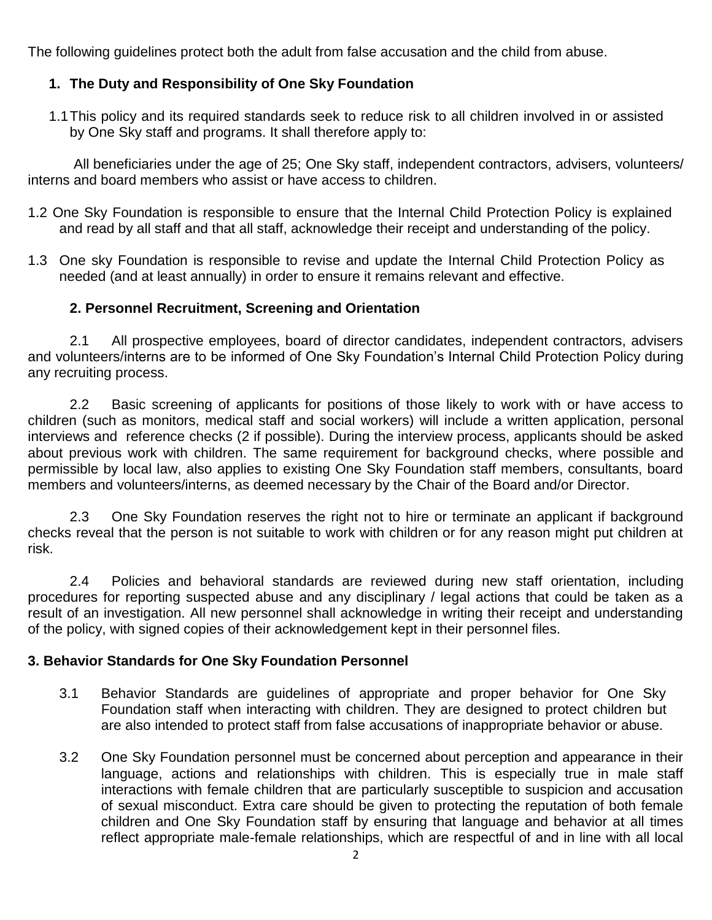The following guidelines protect both the adult from false accusation and the child from abuse.

## 1. The Duty and Responsibility of One Sky Foundation

1.1 This policy and its required standards seek to reduce risk to all children involved in or assisted by One Sky staff and programs. It shall therefore apply to:

All beneficiaries under the age of 25; One Sky staff, independent contractors, advisers, volunteers/ interns and board members who assist or have access to children.

1.2 One Sky Foundation is responsible to ensure that the Internal Child Protection Policy is explained and read by all staff and that all staff, acknowledge their receipt and understanding of the policy.

1.3 One sky Foundation is responsible to revise and update the Internal Child Protection Policy as needed (and at least annually) in order to ensure it remains relevant and effective.

## 2. Personnel Recruitment, Screening and Orientation

2.1 All prospective employees, board of director candidates, independent contractors, advisers and volunteers/interns are to be informed of One Sky Foundation's Internal Child Protection Policy during any recruiting process.

2.2 Basic screening of applicants for positions of those likely to work with or have access to children (such as monitors, medical staff and social workers) will include a written application, personal interviews and reference checks (2 if possible). During the interview process, applicants should be asked about previous work with children. The same requirement for background checks, where possible and permissible by local law, also applies to existing One Sky Foundation staff members, consultants, board members and volunteers/interns, as deemed necessary by the Chair of the Board and/or Director.

2.3 One Sky Foundation reserves the right not to hire or terminate an applicant if background checks reveal that the person is not suitable to work with children or for any reason might put children at risk.

2.4 Policies and behavioral standards are reviewed during new staff orientation, including procedures for reporting suspected abuse and any disciplinary / legal actions that could be taken as a result of an investigation. All new personnel shall acknowledge in writing their receipt and understanding of the policy, with signed copies of their acknowledgement kept in their personnel files.

## 3. Behavior Standards for One Sky Foundation Personnel

3.1 Behavior Standards are guidelines of appropriate and proper behavior for One Sky Foundation staff when interacting with children. They are designed to protect children but are also intended to protect staff from false accusations of inappropriate behavior or abuse.

3.2 One Sky Foundation personnel must be concerned about perception and appearance in their language, actions and relationships with children. This is especially true in male staff interactions with female children that are particularly susceptible to suspicion and accusation of sexual misconduct. Extra care should be given to protecting the reputation of both female children and One Sky Foundation staff by ensuring that language and behavior at all times reflect appropriate male-female relationships, which are respectful of and in line with all local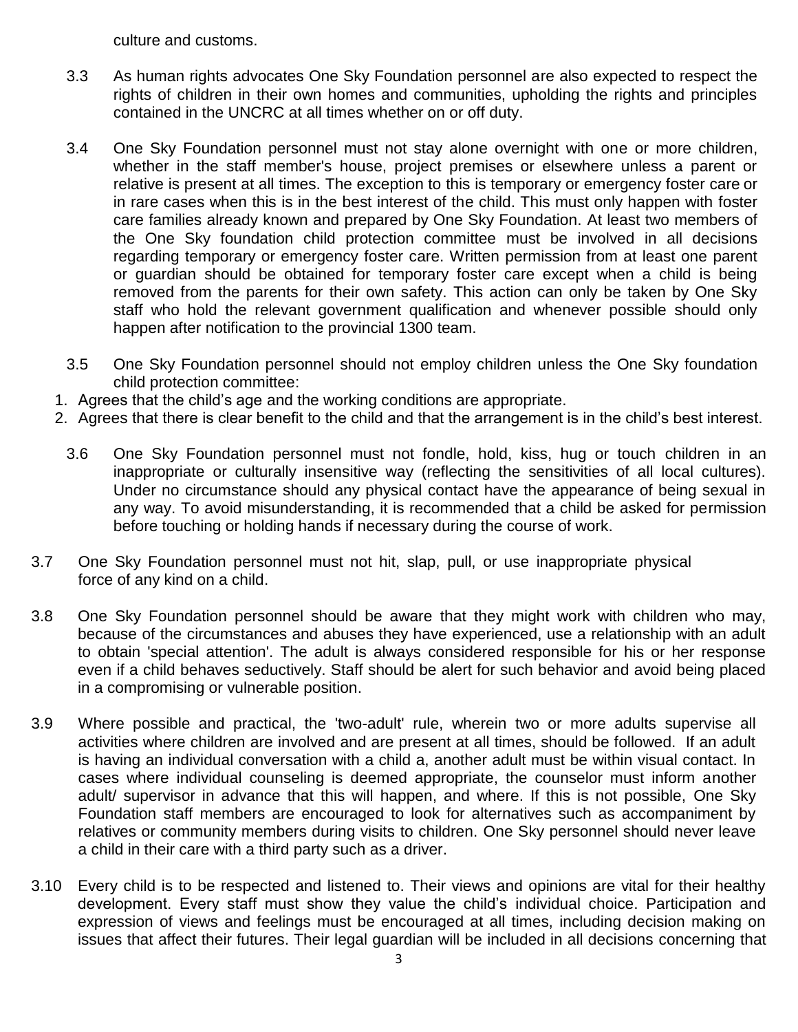culture and customs.

3.3 As human rights advocates One Sky Foundation personnel are also expected to respect the rights of children in their own homes and communities, upholding the rights and principles contained in the UNCRC at all times whether on or off duty.

3.4 One Sky Foundation personnel must not stay alone overnight with one or more children, whether in the staff member's house, project premises or elsewhere unless a parent or relative is present at all times. The exception to this is temporary or emergency foster care or in rare cases when this is in the best interest of the child. This must only happen with foster care families already known and prepared by One Sky Foundation. At least two members of the One Sky foundation child protection committee must be involved in all decisions regarding temporary or emergency foster care. Written permission from at least one parent or guardian should be obtained for temporary foster care except when a child is being removed from the parents for their own safety. This action can only be taken by One Sky staff who hold the relevant government qualification and whenever possible should only happen after notification to the provincial 1300 team.

3.5 One Sky Foundation personnel should not employ children unless the One Sky foundation child protection committee:

1. Agrees that the child's age and the working conditions are appropriate.
2. Agrees that there is clear benefit to the child and that the arrangement is in the child's best interest.

3.6 One Sky Foundation personnel must not fondle, hold, kiss, hug or touch children in an inappropriate or culturally insensitive way (reflecting the sensitivities of all local cultures). Under no circumstance should any physical contact have the appearance of being sexual in any way. To avoid misunderstanding, it is recommended that a child be asked for permission before touching or holding hands if necessary during the course of work.

3.7 One Sky Foundation personnel must not hit, slap, pull, or use inappropriate physical force of any kind on a child.

3.8 One Sky Foundation personnel should be aware that they might work with children who may, because of the circumstances and abuses they have experienced, use a relationship with an adult to obtain 'special attention'. The adult is always considered responsible for his or her response even if a child behaves seductively. Staff should be alert for such behavior and avoid being placed in a compromising or vulnerable position.

3.9 Where possible and practical, the 'two-adult' rule, wherein two or more adults supervise all activities where children are involved and are present at all times, should be followed. If an adult is having an individual conversation with a child a, another adult must be within visual contact. In cases where individual counseling is deemed appropriate, the counselor must inform another adult/ supervisor in advance that this will happen, and where. If this is not possible, One Sky Foundation staff members are encouraged to look for alternatives such as accompaniment by relatives or community members during visits to children. One Sky personnel should never leave a child in their care with a third party such as a driver.

3.10 Every child is to be respected and listened to. Their views and opinions are vital for their healthy development. Every staff must show they value the child's individual choice. Participation and expression of views and feelings must be encouraged at all times, including decision making on issues that affect their futures. Their legal guardian will be included in all decisions concerning that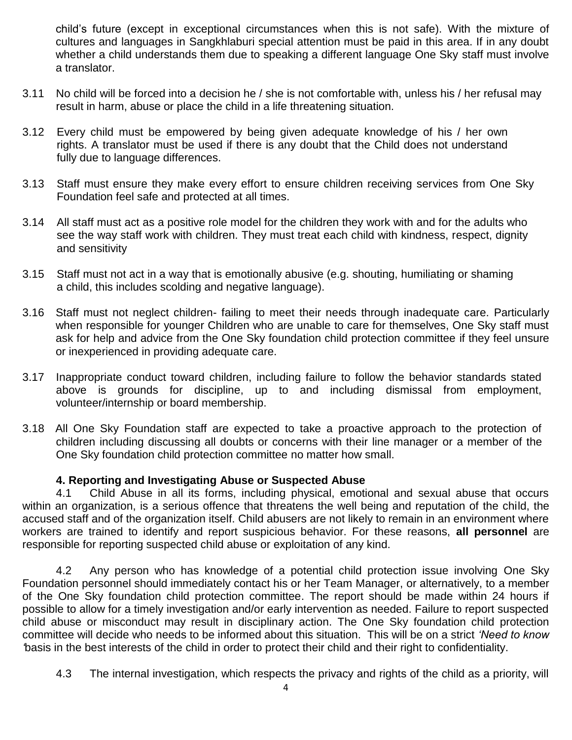child's future (except in exceptional circumstances when this is not safe). With the mixture of cultures and languages in Sangkhlaburi special attention must be paid in this area. If in any doubt whether a child understands them due to speaking a different language One Sky staff must involve a translator.

3.11 No child will be forced into a decision he / she is not comfortable with, unless his / her refusal may result in harm, abuse or place the child in a life threatening situation.

3.12 Every child must be empowered by being given adequate knowledge of his / her own rights. A translator must be used if there is any doubt that the Child does not understand fully due to language differences.

3.13 Staff must ensure they make every effort to ensure children receiving services from One Sky Foundation feel safe and protected at all times.

3.14 All staff must act as a positive role model for the children they work with and for the adults who see the way staff work with children. They must treat each child with kindness, respect, dignity and sensitivity

3.15 Staff must not act in a way that is emotionally abusive (e.g. shouting, humiliating or shaming a child, this includes scolding and negative language).

3.16 Staff must not neglect children- failing to meet their needs through inadequate care. Particularly when responsible for younger Children who are unable to care for themselves, One Sky staff must ask for help and advice from the One Sky foundation child protection committee if they feel unsure or inexperienced in providing adequate care.

3.17 Inappropriate conduct toward children, including failure to follow the behavior standards stated above is grounds for discipline, up to and including dismissal from employment, volunteer/internship or board membership.

3.18 All One Sky Foundation staff are expected to take a proactive approach to the protection of children including discussing all doubts or concerns with their line manager or a member of the One Sky foundation child protection committee no matter how small.

### 4. Reporting and Investigating Abuse or Suspected Abuse

4.1 Child Abuse in all its forms, including physical, emotional and sexual abuse that occurs within an organization, is a serious offence that threatens the well being and reputation of the child, the accused staff and of the organization itself. Child abusers are not likely to remain in an environment where workers are trained to identify and report suspicious behavior. For these reasons, **all personnel** are responsible for reporting suspected child abuse or exploitation of any kind.

4.2 Any person who has knowledge of a potential child protection issue involving One Sky Foundation personnel should immediately contact his or her Team Manager, or alternatively, to a member of the One Sky foundation child protection committee. The report should be made within 24 hours if possible to allow for a timely investigation and/or early intervention as needed. Failure to report suspected child abuse or misconduct may result in disciplinary action. The One Sky foundation child protection committee will decide who needs to be informed about this situation. This will be on a strict *'Need to know'* basis in the best interests of the child in order to protect their child and their right to confidentiality.

4.3 The internal investigation, which respects the privacy and rights of the child as a priority, will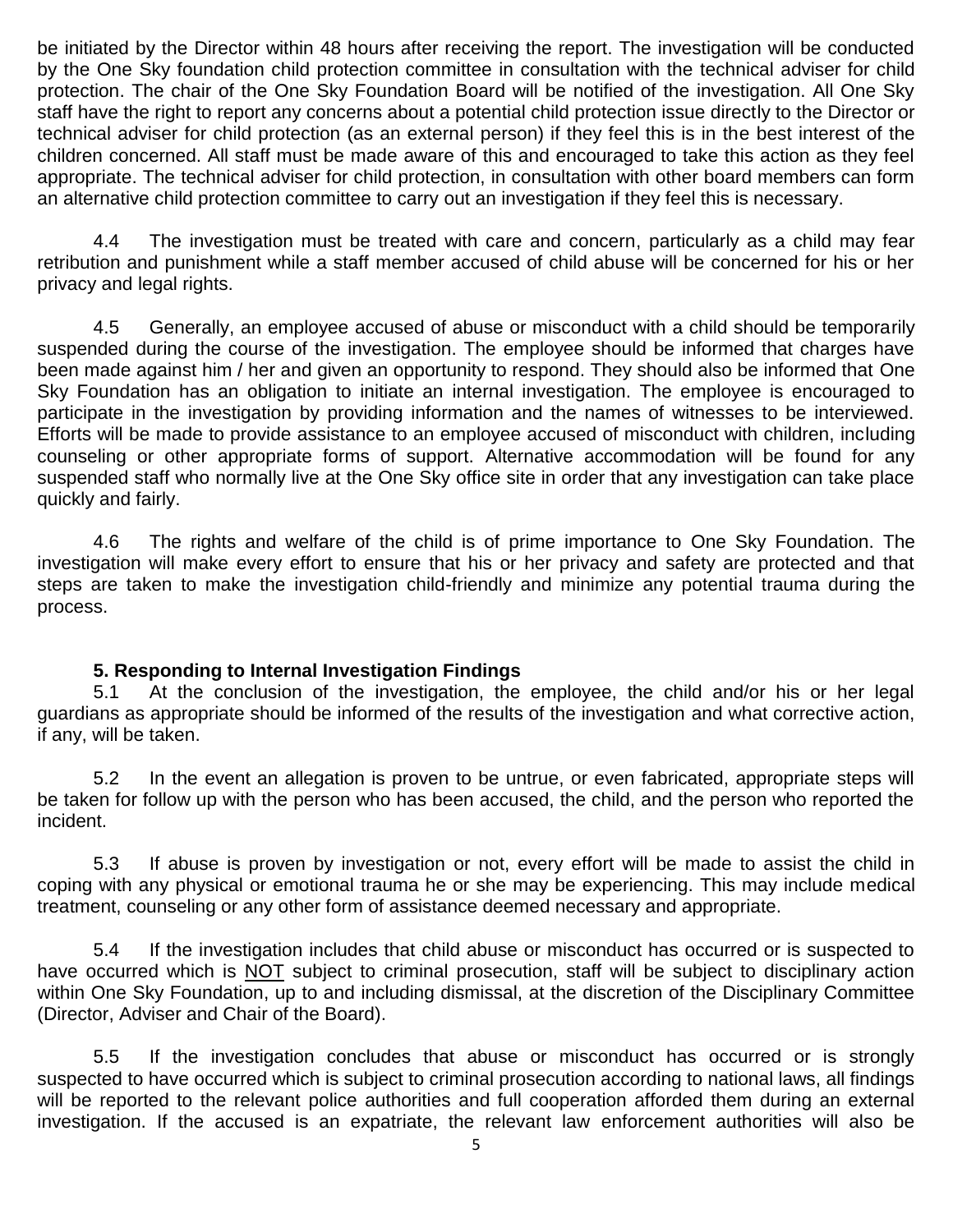be initiated by the Director within 48 hours after receiving the report. The investigation will be conducted by the One Sky foundation child protection committee in consultation with the technical adviser for child protection. The chair of the One Sky Foundation Board will be notified of the investigation. All One Sky staff have the right to report any concerns about a potential child protection issue directly to the Director or technical adviser for child protection (as an external person) if they feel this is in the best interest of the children concerned. All staff must be made aware of this and encouraged to take this action as they feel appropriate. The technical adviser for child protection, in consultation with other board members can form an alternative child protection committee to carry out an investigation if they feel this is necessary.

4.4 The investigation must be treated with care and concern, particularly as a child may fear retribution and punishment while a staff member accused of child abuse will be concerned for his or her privacy and legal rights.

4.5 Generally, an employee accused of abuse or misconduct with a child should be temporarily suspended during the course of the investigation. The employee should be informed that charges have been made against him / her and given an opportunity to respond. They should also be informed that One Sky Foundation has an obligation to initiate an internal investigation. The employee is encouraged to participate in the investigation by providing information and the names of witnesses to be interviewed. Efforts will be made to provide assistance to an employee accused of misconduct with children, including counseling or other appropriate forms of support. Alternative accommodation will be found for any suspended staff who normally live at the One Sky office site in order that any investigation can take place quickly and fairly.

4.6 The rights and welfare of the child is of prime importance to One Sky Foundation. The investigation will make every effort to ensure that his or her privacy and safety are protected and that steps are taken to make the investigation child-friendly and minimize any potential trauma during the process.

### 5. Responding to Internal Investigation Findings

5.1 At the conclusion of the investigation, the employee, the child and/or his or her legal guardians as appropriate should be informed of the results of the investigation and what corrective action, if any, will be taken.

5.2 In the event an allegation is proven to be untrue, or even fabricated, appropriate steps will be taken for follow up with the person who has been accused, the child, and the person who reported the incident.

5.3 If abuse is proven by investigation or not, every effort will be made to assist the child in coping with any physical or emotional trauma he or she may be experiencing. This may include medical treatment, counseling or any other form of assistance deemed necessary and appropriate.

5.4 If the investigation includes that child abuse or misconduct has occurred or is suspected to have occurred which is NOT subject to criminal prosecution, staff will be subject to disciplinary action within One Sky Foundation, up to and including dismissal, at the discretion of the Disciplinary Committee (Director, Adviser and Chair of the Board).

5.5 If the investigation concludes that abuse or misconduct has occurred or is strongly suspected to have occurred which is subject to criminal prosecution according to national laws, all findings will be reported to the relevant police authorities and full cooperation afforded them during an external investigation. If the accused is an expatriate, the relevant law enforcement authorities will also be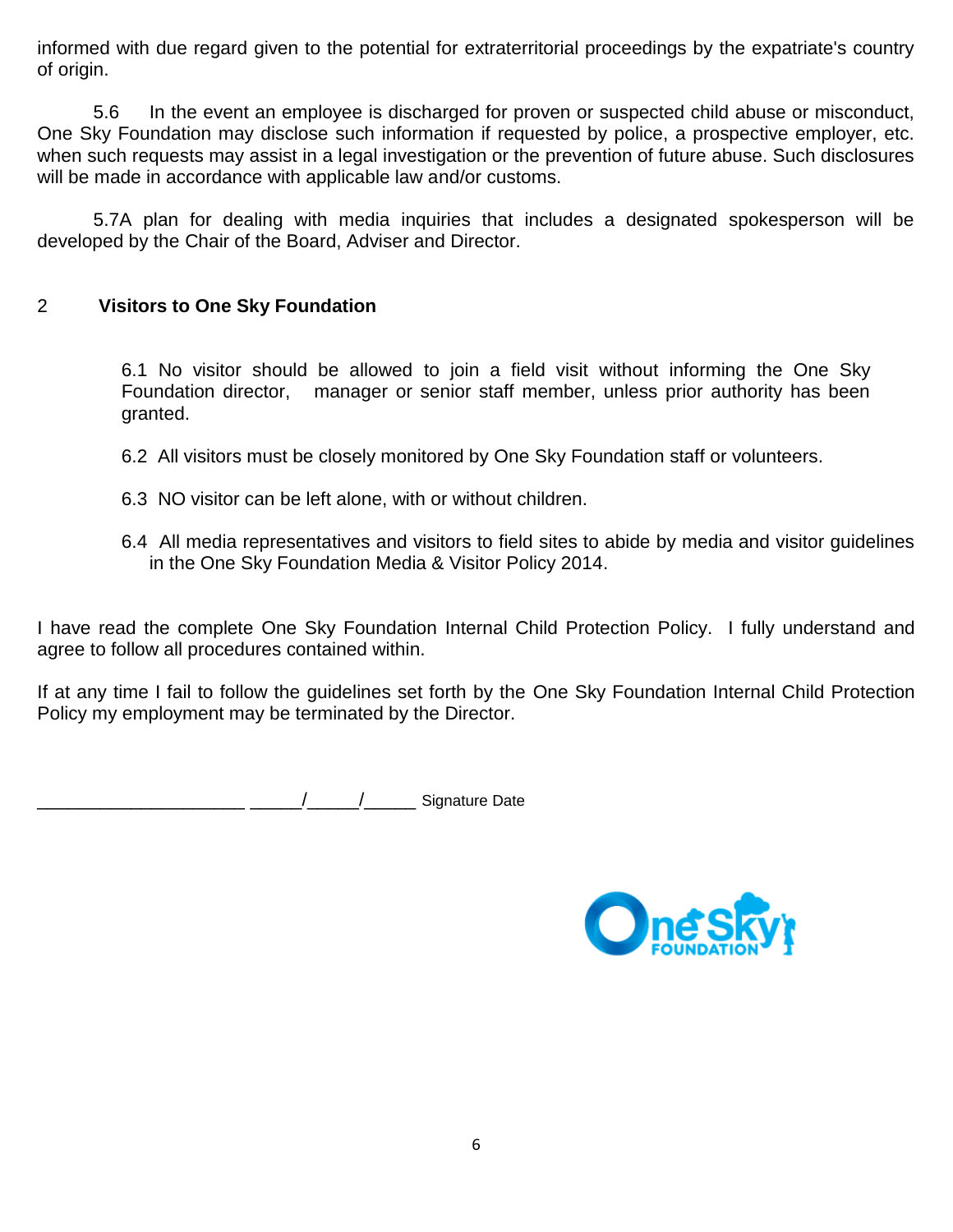informed with due regard given to the potential for extraterritorial proceedings by the expatriate's country of origin.

5.6 In the event an employee is discharged for proven or suspected child abuse or misconduct, One Sky Foundation may disclose such information if requested by police, a prospective employer, etc. when such requests may assist in a legal investigation or the prevention of future abuse. Such disclosures will be made in accordance with applicable law and/or customs.

5.7A plan for dealing with media inquiries that includes a designated spokesperson will be developed by the Chair of the Board, Adviser and Director.

## 2 Visitors to One Sky Foundation

6.1 No visitor should be allowed to join a field visit without informing the One Sky Foundation director, manager or senior staff member, unless prior authority has been granted.

6.2 All visitors must be closely monitored by One Sky Foundation staff or volunteers.

6.3 NO visitor can be left alone, with or without children.

6.4 All media representatives and visitors to field sites to abide by media and visitor guidelines in the One Sky Foundation Media & Visitor Policy 2014.

I have read the complete One Sky Foundation Internal Child Protection Policy. I fully understand and agree to follow all procedures contained within.

If at any time I fail to follow the guidelines set forth by the One Sky Foundation Internal Child Protection Policy my employment may be terminated by the Director.

_____________________ _____/_____/_____ Signature Date